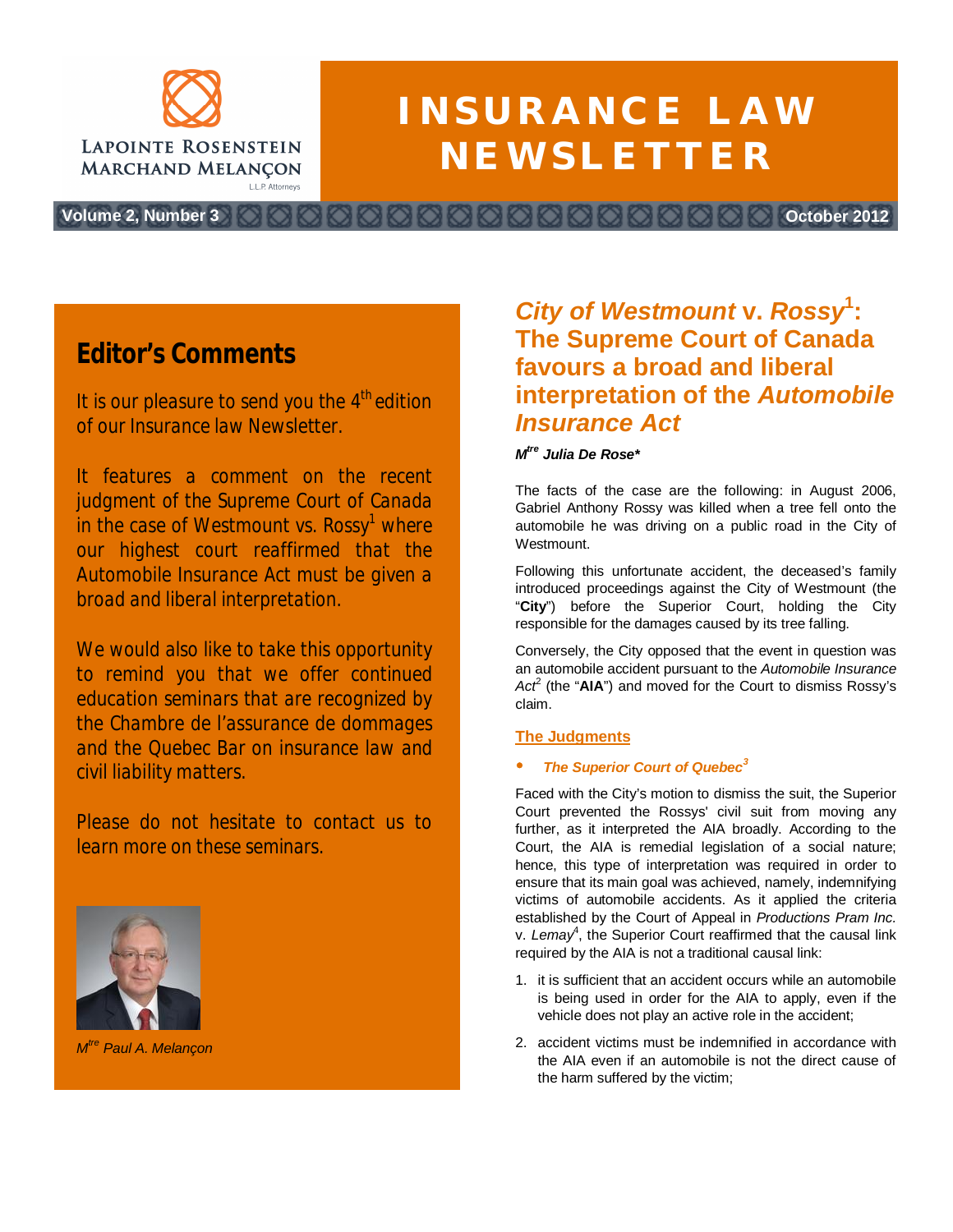LAPOINTE ROSENSTEIN MARCHAND MELANÇON
L.L.P. Attorneys

# INSURANCE LAW NEWSLETTER

Volume 2, Number 3 — October 2012

## Editor's Comments

It is our pleasure to send you the 4th edition of our Insurance law Newsletter.

It features a comment on the recent judgment of the Supreme Court of Canada in the case of Westmount vs. Rossy[1] where our highest court reaffirmed that the Automobile Insurance Act must be given a broad and liberal interpretation.

We would also like to take this opportunity to remind you that we offer continued education seminars that are recognized by the Chambre de l'assurance de dommages and the Quebec Bar on insurance law and civil liability matters.

Please do not hesitate to contact us to learn more on these seminars.

*M[tre] Paul A. Melançon*

## *City of Westmount* v. *Rossy*[1]: The Supreme Court of Canada favours a broad and liberal interpretation of the *Automobile Insurance Act*

***M[tre] Julia De Rose****

The facts of the case are the following: in August 2006, Gabriel Anthony Rossy was killed when a tree fell onto the automobile he was driving on a public road in the City of Westmount.

Following this unfortunate accident, the deceased's family introduced proceedings against the City of Westmount (the "**City**") before the Superior Court, holding the City responsible for the damages caused by its tree falling.

Conversely, the City opposed that the event in question was an automobile accident pursuant to the *Automobile Insurance Act*[2] (the "**AIA**") and moved for the Court to dismiss Rossy's claim.

### The Judgments

- ***The Superior Court of Quebec*[3]**

Faced with the City's motion to dismiss the suit, the Superior Court prevented the Rossys' civil suit from moving any further, as it interpreted the AIA broadly. According to the Court, the AIA is remedial legislation of a social nature; hence, this type of interpretation was required in order to ensure that its main goal was achieved, namely, indemnifying victims of automobile accidents. As it applied the criteria established by the Court of Appeal in *Productions Pram Inc.* v. *Lemay*[4], the Superior Court reaffirmed that the causal link required by the AIA is not a traditional causal link:

1. it is sufficient that an accident occurs while an automobile is being used in order for the AIA to apply, even if the vehicle does not play an active role in the accident;
2. accident victims must be indemnified in accordance with the AIA even if an automobile is not the direct cause of the harm suffered by the victim;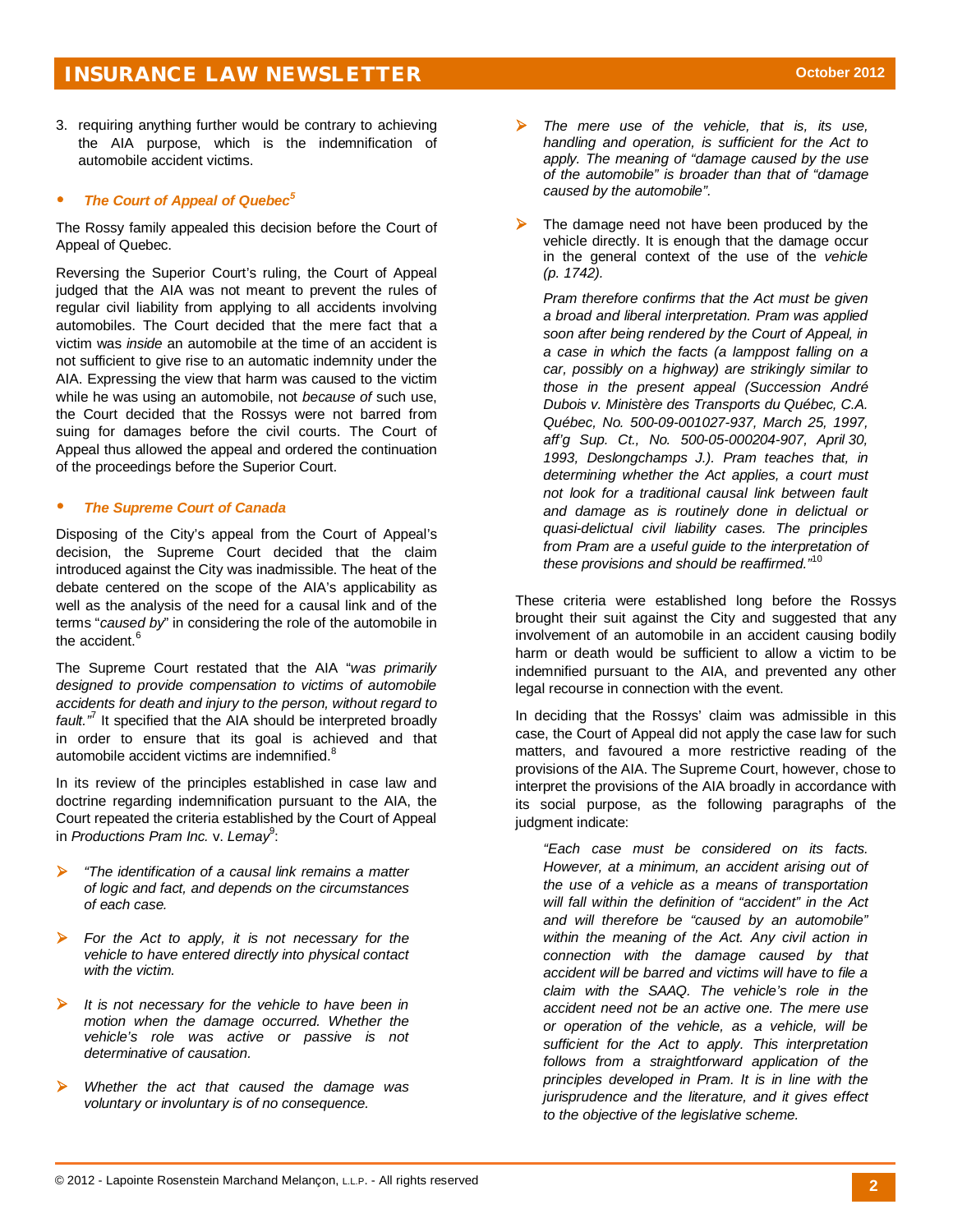3. requiring anything further would be contrary to achieving the AIA purpose, which is the indemnification of automobile accident victims.

- ***The Court of Appeal of Quebec***[5]

The Rossy family appealed this decision before the Court of Appeal of Quebec.

Reversing the Superior Court's ruling, the Court of Appeal judged that the AIA was not meant to prevent the rules of regular civil liability from applying to all accidents involving automobiles. The Court decided that the mere fact that a victim was *inside* an automobile at the time of an accident is not sufficient to give rise to an automatic indemnity under the AIA. Expressing the view that harm was caused to the victim while he was using an automobile, not *because of* such use, the Court decided that the Rossys were not barred from suing for damages before the civil courts. The Court of Appeal thus allowed the appeal and ordered the continuation of the proceedings before the Superior Court.

- ***The Supreme Court of Canada***

Disposing of the City's appeal from the Court of Appeal's decision, the Supreme Court decided that the claim introduced against the City was inadmissible. The heat of the debate centered on the scope of the AIA's applicability as well as the analysis of the need for a causal link and of the terms "*caused by*" in considering the role of the automobile in the accident.[6]

The Supreme Court restated that the AIA "*was primarily designed to provide compensation to victims of automobile accidents for death and injury to the person, without regard to fault.*"[7] It specified that the AIA should be interpreted broadly in order to ensure that its goal is achieved and that automobile accident victims are indemnified.[8]

In its review of the principles established in case law and doctrine regarding indemnification pursuant to the AIA, the Court repeated the criteria established by the Court of Appeal in *Productions Pram Inc.* v. *Lemay*[9]:

- *"The identification of a causal link remains a matter of logic and fact, and depends on the circumstances of each case.*
- *For the Act to apply, it is not necessary for the vehicle to have entered directly into physical contact with the victim.*
- *It is not necessary for the vehicle to have been in motion when the damage occurred. Whether the vehicle's role was active or passive is not determinative of causation.*
- *Whether the act that caused the damage was voluntary or involuntary is of no consequence.*
- *The mere use of the vehicle, that is, its use, handling and operation, is sufficient for the Act to apply. The meaning of "damage caused by the use of the automobile" is broader than that of "damage caused by the automobile".*
- The damage need not have been produced by the vehicle directly. It is enough that the damage occur in the general context of the use of the *vehicle (p. 1742).*

> *Pram therefore confirms that the Act must be given a broad and liberal interpretation. Pram was applied soon after being rendered by the Court of Appeal, in a case in which the facts (a lamppost falling on a car, possibly on a highway) are strikingly similar to those in the present appeal (Succession André Dubois v. Ministère des Transports du Québec, C.A. Québec, No. 500-09-001027-937, March 25, 1997, aff'g Sup. Ct., No. 500-05-000204-907, April 30, 1993, Deslongchamps J.). Pram teaches that, in determining whether the Act applies, a court must not look for a traditional causal link between fault and damage as is routinely done in delictual or quasi-delictual civil liability cases. The principles from Pram are a useful guide to the interpretation of these provisions and should be reaffirmed."*[10]

These criteria were established long before the Rossys brought their suit against the City and suggested that any involvement of an automobile in an accident causing bodily harm or death would be sufficient to allow a victim to be indemnified pursuant to the AIA, and prevented any other legal recourse in connection with the event.

In deciding that the Rossys' claim was admissible in this case, the Court of Appeal did not apply the case law for such matters, and favoured a more restrictive reading of the provisions of the AIA. The Supreme Court, however, chose to interpret the provisions of the AIA broadly in accordance with its social purpose, as the following paragraphs of the judgment indicate:

> *"Each case must be considered on its facts. However, at a minimum, an accident arising out of the use of a vehicle as a means of transportation will fall within the definition of "accident" in the Act and will therefore be "caused by an automobile" within the meaning of the Act. Any civil action in connection with the damage caused by that accident will be barred and victims will have to file a claim with the SAAQ. The vehicle's role in the accident need not be an active one. The mere use or operation of the vehicle, as a vehicle, will be sufficient for the Act to apply. This interpretation follows from a straightforward application of the principles developed in Pram. It is in line with the jurisprudence and the literature, and it gives effect to the objective of the legislative scheme.*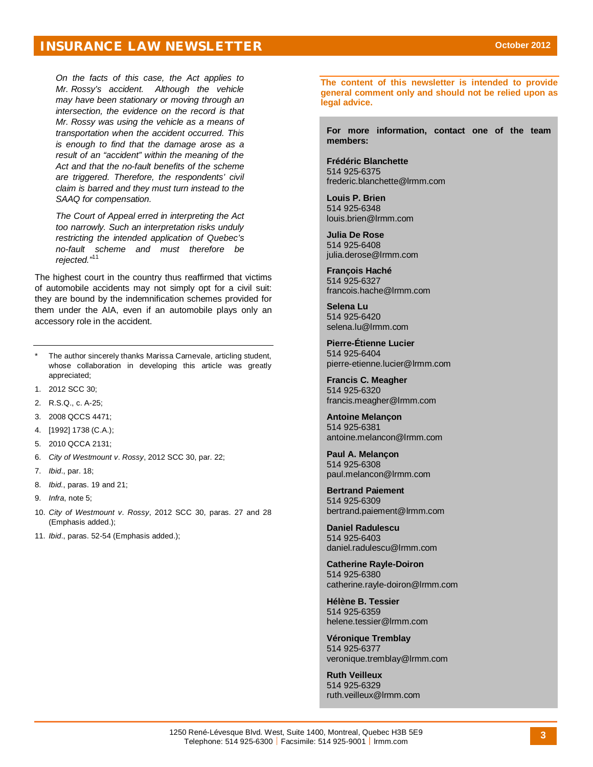*On the facts of this case, the Act applies to Mr. Rossy's accident. Although the vehicle may have been stationary or moving through an intersection, the evidence on the record is that Mr. Rossy was using the vehicle as a means of transportation when the accident occurred. This is enough to find that the damage arose as a result of an "accident" within the meaning of the Act and that the no-fault benefits of the scheme are triggered. Therefore, the respondents' civil claim is barred and they must turn instead to the SAAQ for compensation.*

*The Court of Appeal erred in interpreting the Act too narrowly. Such an interpretation risks unduly restricting the intended application of Quebec's no-fault scheme and must therefore be rejected."*[11]

The highest court in the country thus reaffirmed that victims of automobile accidents may not simply opt for a civil suit: they are bound by the indemnification schemes provided for them under the AIA, even if an automobile plays only an accessory role in the accident.

---

\* The author sincerely thanks Marissa Carnevale, articling student, whose collaboration in developing this article was greatly appreciated;

1. 2012 SCC 30;
2. R.S.Q., c. A-25;
3. 2008 QCCS 4471;
4. [1992] 1738 (C.A.);
5. 2010 QCCA 2131;
6. *City of Westmount v. Rossy*, 2012 SCC 30, par. 22;
7. *Ibid*., par. 18;
8. *Ibid.*, paras. 19 and 21;
9. *Infra*, note 5;
10. *City of Westmount v. Rossy*, 2012 SCC 30, paras. 27 and 28 (Emphasis added.);
11. *Ibid*., paras. 52-54 (Emphasis added.);

**The content of this newsletter is intended to provide general comment only and should not be relied upon as legal advice.**

**For more information, contact one of the team members:**

**Frédéric Blanchette**
514 925-6375
frederic.blanchette@lrmm.com

**Louis P. Brien**
514 925-6348
louis.brien@lrmm.com

**Julia De Rose**
514 925-6408
julia.derose@lrmm.com

**François Haché**
514 925-6327
francois.hache@lrmm.com

**Selena Lu**
514 925-6420
selena.lu@lrmm.com

**Pierre-Étienne Lucier**
514 925-6404
pierre-etienne.lucier@lrmm.com

**Francis C. Meagher**
514 925-6320
francis.meagher@lrmm.com

**Antoine Melançon**
514 925-6381
antoine.melancon@lrmm.com

**Paul A. Melançon**
514 925-6308
paul.melancon@lrmm.com

**Bertrand Paiement**
514 925-6309
bertrand.paiement@lrmm.com

**Daniel Radulescu**
514 925-6403
daniel.radulescu@lrmm.com

**Catherine Rayle-Doiron**
514 925-6380
catherine.rayle-doiron@lrmm.com

**Hélène B. Tessier**
514 925-6359
helene.tessier@lrmm.com

**Véronique Tremblay**
514 925-6377
veronique.tremblay@lrmm.com

**Ruth Veilleux**
514 925-6329
ruth.veilleux@lrmm.com

1250 René-Lévesque Blvd. West, Suite 1400, Montreal, Quebec H3B 5E9
Telephone: 514 925-6300 | Facsimile: 514 925-9001 | lrmm.com